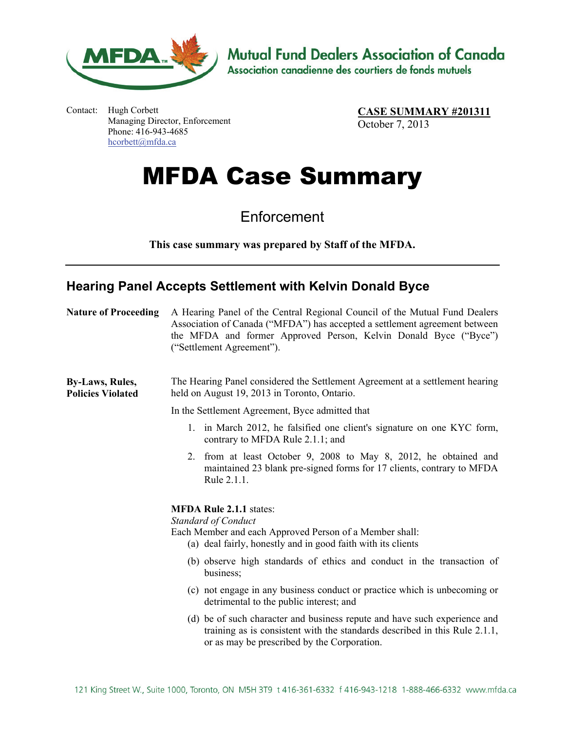**Mutual Fund Dealers Association of Canada**
**Association canadienne des courtiers de fonds mutuels**

Contact: Hugh Corbett
Managing Director, Enforcement
Phone: 416-943-4685
hcorbett@mfda.ca

**CASE SUMMARY #201311**
October 7, 2013

# MFDA Case Summary

## Enforcement

**This case summary was prepared by Staff of the MFDA.**

---

## Hearing Panel Accepts Settlement with Kelvin Donald Byce

**Nature of Proceeding**

A Hearing Panel of the Central Regional Council of the Mutual Fund Dealers Association of Canada ("MFDA") has accepted a settlement agreement between the MFDA and former Approved Person, Kelvin Donald Byce ("Byce") ("Settlement Agreement").

**By-Laws, Rules, Policies Violated**

The Hearing Panel considered the Settlement Agreement at a settlement hearing held on August 19, 2013 in Toronto, Ontario.

In the Settlement Agreement, Byce admitted that

1. in March 2012, he falsified one client's signature on one KYC form, contrary to MFDA Rule 2.1.1; and
2. from at least October 9, 2008 to May 8, 2012, he obtained and maintained 23 blank pre-signed forms for 17 clients, contrary to MFDA Rule 2.1.1.

**MFDA Rule 2.1.1** states:
*Standard of Conduct*
Each Member and each Approved Person of a Member shall:

(a) deal fairly, honestly and in good faith with its clients

(b) observe high standards of ethics and conduct in the transaction of business;

(c) not engage in any business conduct or practice which is unbecoming or detrimental to the public interest; and

(d) be of such character and business repute and have such experience and training as is consistent with the standards described in this Rule 2.1.1, or as may be prescribed by the Corporation.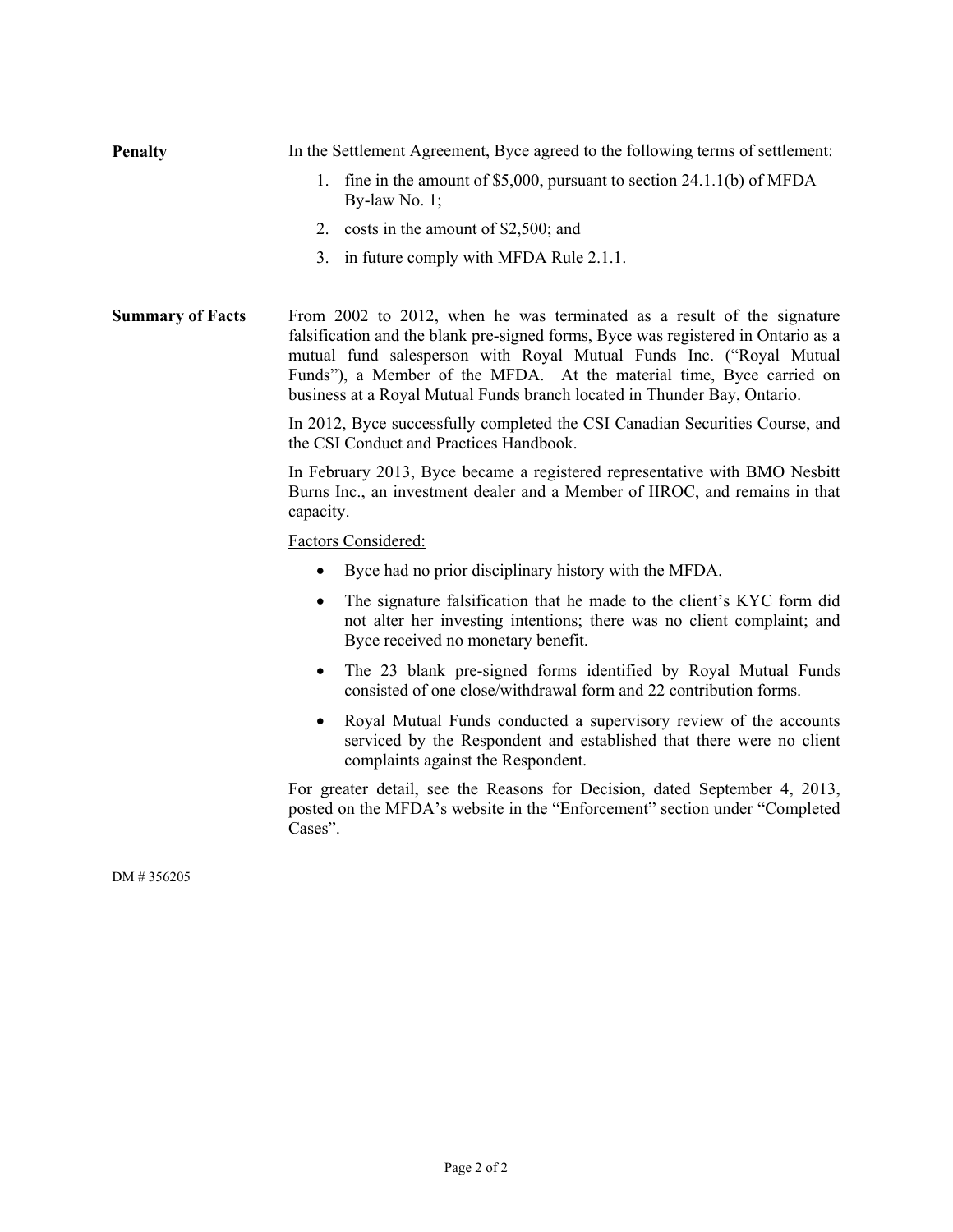**Penalty**

In the Settlement Agreement, Byce agreed to the following terms of settlement:

1. fine in the amount of \$5,000, pursuant to section 24.1.1(b) of MFDA By-law No. 1;
2. costs in the amount of \$2,500; and
3. in future comply with MFDA Rule 2.1.1.

**Summary of Facts**

From 2002 to 2012, when he was terminated as a result of the signature falsification and the blank pre-signed forms, Byce was registered in Ontario as a mutual fund salesperson with Royal Mutual Funds Inc. ("Royal Mutual Funds"), a Member of the MFDA. At the material time, Byce carried on business at a Royal Mutual Funds branch located in Thunder Bay, Ontario.

In 2012, Byce successfully completed the CSI Canadian Securities Course, and the CSI Conduct and Practices Handbook.

In February 2013, Byce became a registered representative with BMO Nesbitt Burns Inc., an investment dealer and a Member of IIROC, and remains in that capacity.

Factors Considered:

- Byce had no prior disciplinary history with the MFDA.
- The signature falsification that he made to the client's KYC form did not alter her investing intentions; there was no client complaint; and Byce received no monetary benefit.
- The 23 blank pre-signed forms identified by Royal Mutual Funds consisted of one close/withdrawal form and 22 contribution forms.
- Royal Mutual Funds conducted a supervisory review of the accounts serviced by the Respondent and established that there were no client complaints against the Respondent.

For greater detail, see the Reasons for Decision, dated September 4, 2013, posted on the MFDA's website in the "Enforcement" section under "Completed Cases".

DM # 356205